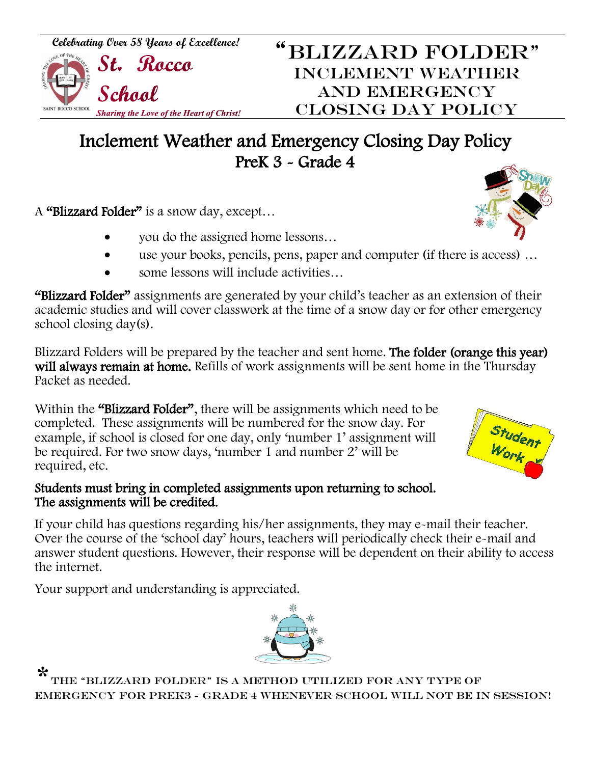Celebrating Over 58 Years of Excellence!

**St. Rocco School**

*Sharing the Love of the Heart of Christ!*

# "BLIZZARD FOLDER" INCLEMENT WEATHER AND EMERGENCY CLOSING DAY POLICY

## Inclement Weather and Emergency Closing Day Policy
## PreK 3 - Grade 4

A **"Blizzard Folder"** is a snow day, except…

- you do the assigned home lessons…
- use your books, pencils, pens, paper and computer (if there is access) …
- some lessons will include activities…

**"Blizzard Folder"** assignments are generated by your child's teacher as an extension of their academic studies and will cover classwork at the time of a snow day or for other emergency school closing day(s).

Blizzard Folders will be prepared by the teacher and sent home. **The folder (orange this year) will always remain at home.** Refills of work assignments will be sent home in the Thursday Packet as needed.

Within the **"Blizzard Folder"**, there will be assignments which need to be completed. These assignments will be numbered for the snow day. For example, if school is closed for one day, only 'number 1' assignment will be required. For two snow days, 'number 1 and number 2' will be required, etc.

**Students must bring in completed assignments upon returning to school. The assignments will be credited.**

If your child has questions regarding his/her assignments, they may e-mail their teacher. Over the course of the 'school day' hours, teachers will periodically check their e-mail and answer student questions. However, their response will be dependent on their ability to access the internet.

Your support and understanding is appreciated.

* THE "BLIZZARD FOLDER" IS A METHOD UTILIZED FOR ANY TYPE OF EMERGENCY FOR PREK3 - GRADE 4 WHENEVER SCHOOL WILL NOT BE IN SESSION!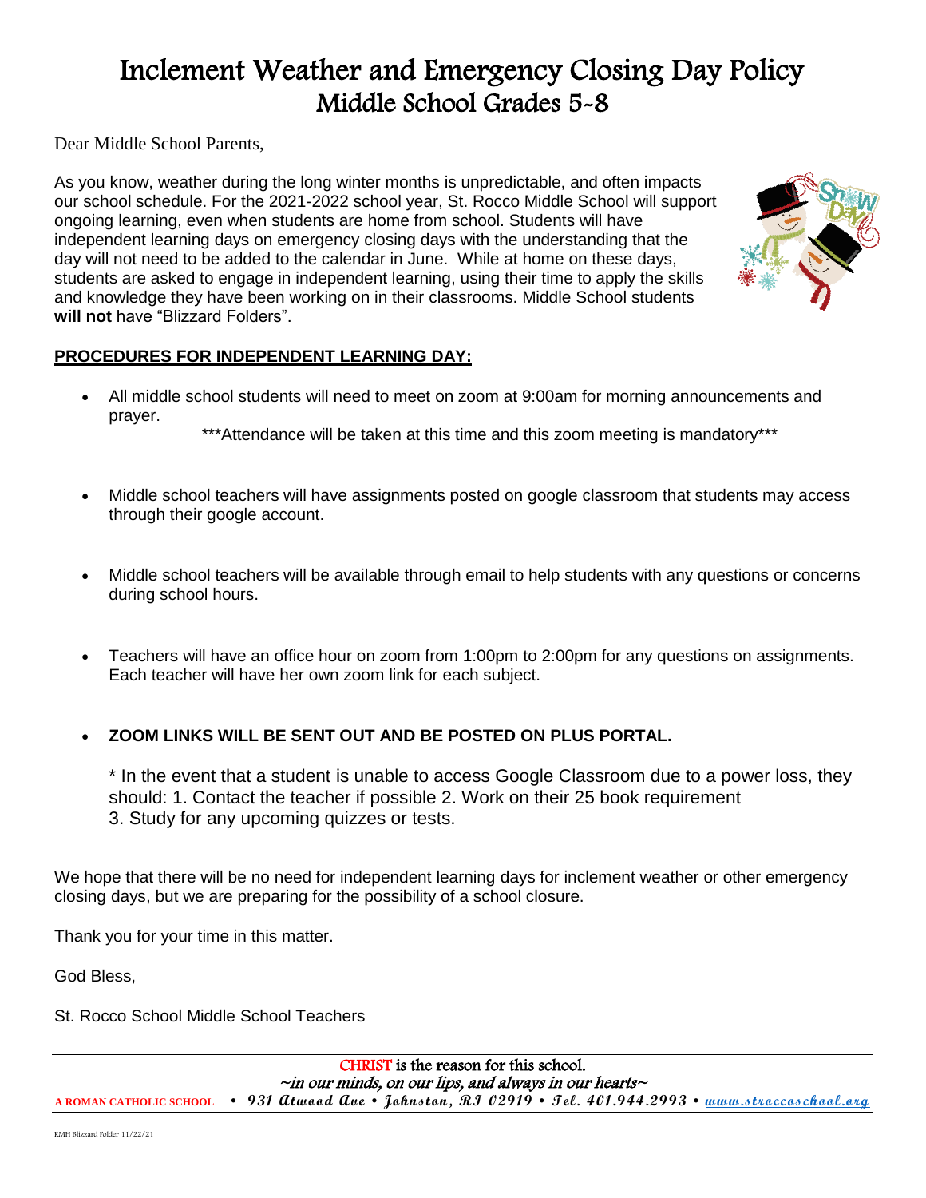# Inclement Weather and Emergency Closing Day Policy
## Middle School Grades 5-8

Dear Middle School Parents,

As you know, weather during the long winter months is unpredictable, and often impacts our school schedule. For the 2021-2022 school year, St. Rocco Middle School will support ongoing learning, even when students are home from school. Students will have independent learning days on emergency closing days with the understanding that the day will not need to be added to the calendar in June. While at home on these days, students are asked to engage in independent learning, using their time to apply the skills and knowledge they have been working on in their classrooms. Middle School students **will not** have "Blizzard Folders".

**PROCEDURES FOR INDEPENDENT LEARNING DAY:**

- All middle school students will need to meet on zoom at 9:00am for morning announcements and prayer.

  ***Attendance will be taken at this time and this zoom meeting is mandatory***

- Middle school teachers will have assignments posted on google classroom that students may access through their google account.

- Middle school teachers will be available through email to help students with any questions or concerns during school hours.

- Teachers will have an office hour on zoom from 1:00pm to 2:00pm for any questions on assignments. Each teacher will have her own zoom link for each subject.

- **ZOOM LINKS WILL BE SENT OUT AND BE POSTED ON PLUS PORTAL.**

  * In the event that a student is unable to access Google Classroom due to a power loss, they should: 1. Contact the teacher if possible 2. Work on their 25 book requirement
  3. Study for any upcoming quizzes or tests.

We hope that there will be no need for independent learning days for inclement weather or other emergency closing days, but we are preparing for the possibility of a school closure.

Thank you for your time in this matter.

God Bless,

St. Rocco School Middle School Teachers

CHRIST is the reason for this school.
*~in our minds, on our lips, and always in our hearts~*
A ROMAN CATHOLIC SCHOOL • 931 Atwood Ave • Johnston, RI 02919 • Tel. 401.944.2993 • www.stroccoschool.org

RMH Blizzard Folder 11/22/21